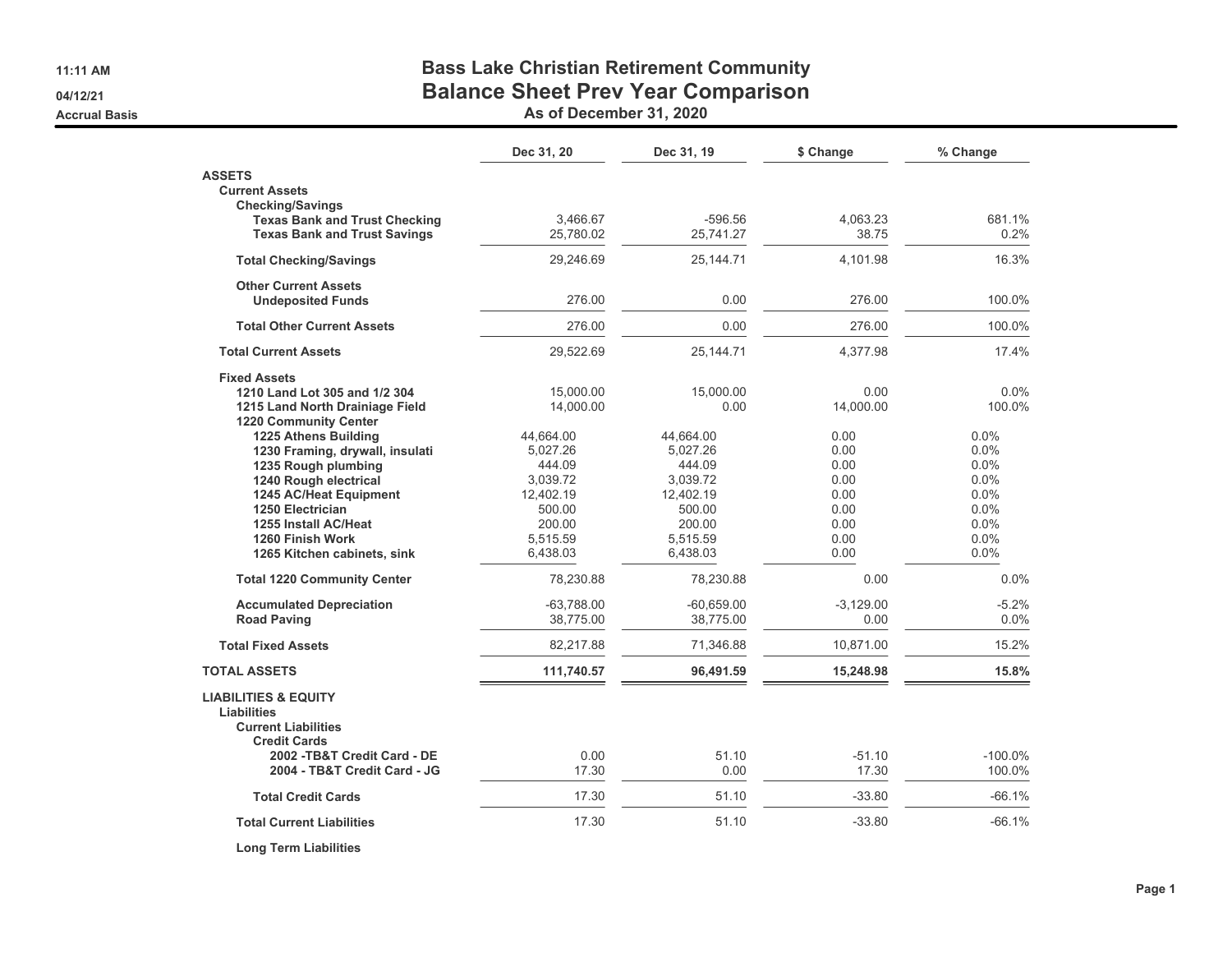11:11 AM
04/12/21
Accrual Basis

# Bass Lake Christian Retirement Community
## Balance Sheet Prev Year Comparison
### As of December 31, 2020

| | Dec 31, 20 | Dec 31, 19 | $ Change | % Change |
|---|---|---|---|---|
| **ASSETS** | | | | |
| **Current Assets** | | | | |
| **Checking/Savings** | | | | |
| **Texas Bank and Trust Checking** | 3,466.67 | -596.56 | 4,063.23 | 681.1% |
| **Texas Bank and Trust Savings** | 25,780.02 | 25,741.27 | 38.75 | 0.2% |
| **Total Checking/Savings** | 29,246.69 | 25,144.71 | 4,101.98 | 16.3% |
| **Other Current Assets** | | | | |
| **Undeposited Funds** | 276.00 | 0.00 | 276.00 | 100.0% |
| **Total Other Current Assets** | 276.00 | 0.00 | 276.00 | 100.0% |
| **Total Current Assets** | 29,522.69 | 25,144.71 | 4,377.98 | 17.4% |
| **Fixed Assets** | | | | |
| **1210 Land Lot 305 and 1/2 304** | 15,000.00 | 15,000.00 | 0.00 | 0.0% |
| **1215 Land North Drainiage Field** | 14,000.00 | 0.00 | 14,000.00 | 100.0% |
| **1220 Community Center** | | | | |
| **1225 Athens Building** | 44,664.00 | 44,664.00 | 0.00 | 0.0% |
| **1230 Framing, drywall, insulati** | 5,027.26 | 5,027.26 | 0.00 | 0.0% |
| **1235 Rough plumbing** | 444.09 | 444.09 | 0.00 | 0.0% |
| **1240 Rough electrical** | 3,039.72 | 3,039.72 | 0.00 | 0.0% |
| **1245 AC/Heat Equipment** | 12,402.19 | 12,402.19 | 0.00 | 0.0% |
| **1250 Electrician** | 500.00 | 500.00 | 0.00 | 0.0% |
| **1255 Install AC/Heat** | 200.00 | 200.00 | 0.00 | 0.0% |
| **1260 Finish Work** | 5,515.59 | 5,515.59 | 0.00 | 0.0% |
| **1265 Kitchen cabinets, sink** | 6,438.03 | 6,438.03 | 0.00 | 0.0% |
| **Total 1220 Community Center** | 78,230.88 | 78,230.88 | 0.00 | 0.0% |
| **Accumulated Depreciation** | -63,788.00 | -60,659.00 | -3,129.00 | -5.2% |
| **Road Paving** | 38,775.00 | 38,775.00 | 0.00 | 0.0% |
| **Total Fixed Assets** | 82,217.88 | 71,346.88 | 10,871.00 | 15.2% |
| **TOTAL ASSETS** | **111,740.57** | **96,491.59** | **15,248.98** | **15.8%** |
| **LIABILITIES & EQUITY** | | | | |
| **Liabilities** | | | | |
| **Current Liabilities** | | | | |
| **Credit Cards** | | | | |
| **2002 -TB&T Credit Card - DE** | 0.00 | 51.10 | -51.10 | -100.0% |
| **2004 - TB&T Credit Card - JG** | 17.30 | 0.00 | 17.30 | 100.0% |
| **Total Credit Cards** | 17.30 | 51.10 | -33.80 | -66.1% |
| **Total Current Liabilities** | 17.30 | 51.10 | -33.80 | -66.1% |
| **Long Term Liabilities** | | | | |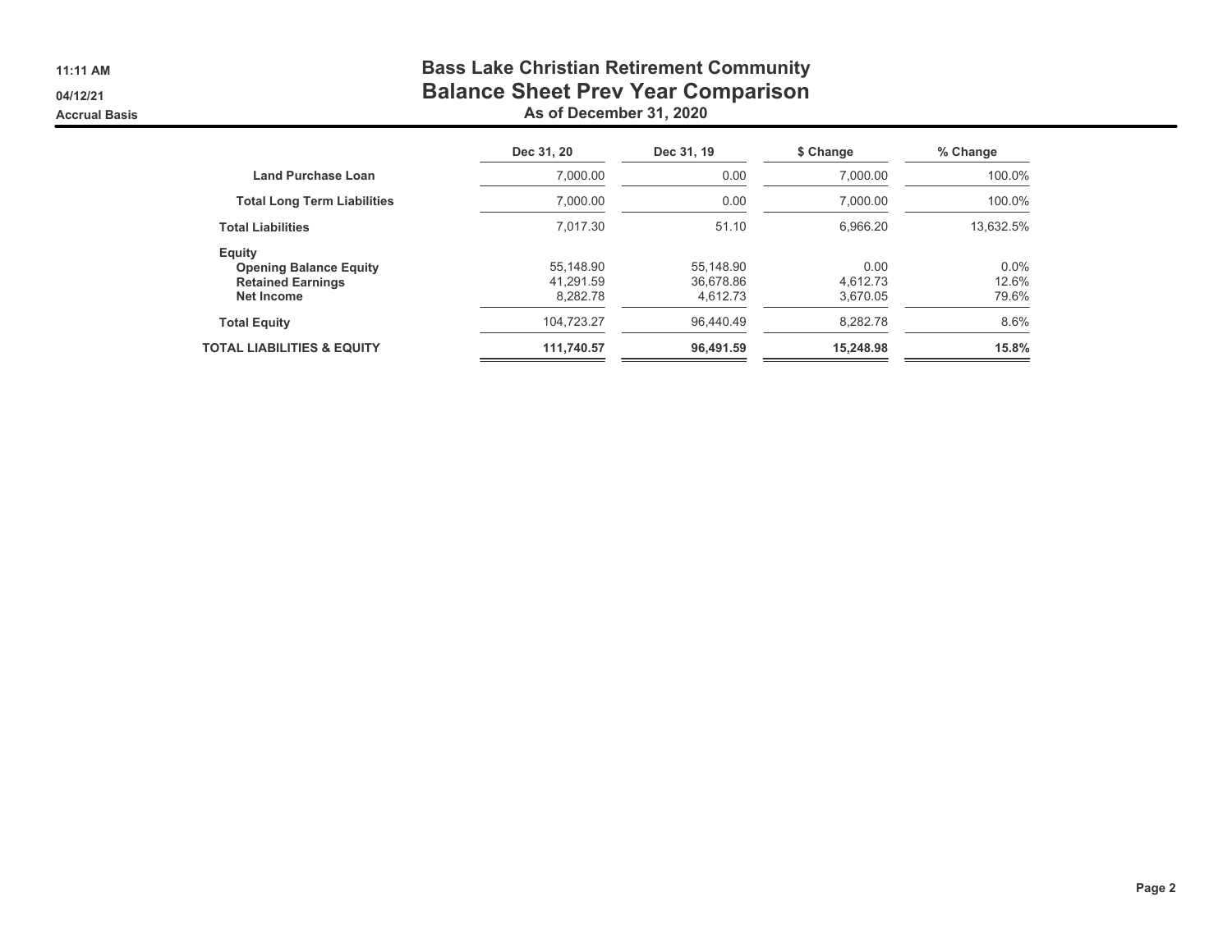# Bass Lake Christian Retirement Community
## Balance Sheet Prev Year Comparison
### As of December 31, 2020

11:11 AM
04/12/21
Accrual Basis

| | Dec 31, 20 | Dec 31, 19 | $ Change | % Change |
|---|---|---|---|---|
| **Land Purchase Loan** | 7,000.00 | 0.00 | 7,000.00 | 100.0% |
| **Total Long Term Liabilities** | 7,000.00 | 0.00 | 7,000.00 | 100.0% |
| **Total Liabilities** | 7,017.30 | 51.10 | 6,966.20 | 13,632.5% |
| **Equity** | | | | |
| **Opening Balance Equity** | 55,148.90 | 55,148.90 | 0.00 | 0.0% |
| **Retained Earnings** | 41,291.59 | 36,678.86 | 4,612.73 | 12.6% |
| **Net Income** | 8,282.78 | 4,612.73 | 3,670.05 | 79.6% |
| **Total Equity** | 104,723.27 | 96,440.49 | 8,282.78 | 8.6% |
| **TOTAL LIABILITIES & EQUITY** | **111,740.57** | **96,491.59** | **15,248.98** | **15.8%** |